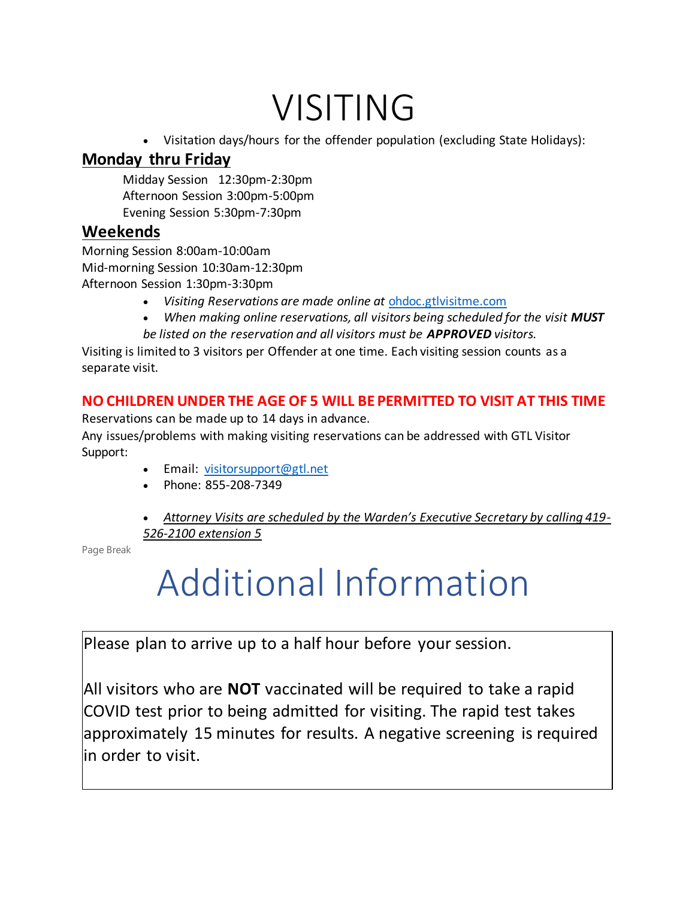# VISITING

- Visitation days/hours for the offender population (excluding State Holidays):

## Monday thru Friday

Midday Session 12:30pm-2:30pm
Afternoon Session 3:00pm-5:00pm
Evening Session 5:30pm-7:30pm

## Weekends

Morning Session 8:00am-10:00am
Mid-morning Session 10:30am-12:30pm
Afternoon Session 1:30pm-3:30pm

- *Visiting Reservations are made online at* [ohdoc.gtlvisitme.com](ohdoc.gtlvisitme.com)
- *When making online reservations, all visitors being scheduled for the visit **MUST** be listed on the reservation and all visitors must be **APPROVED** visitors.*

Visiting is limited to 3 visitors per Offender at one time. Each visiting session counts as a separate visit.

**NO CHILDREN UNDER THE AGE OF 5 WILL BE PERMITTED TO VISIT AT THIS TIME**

Reservations can be made up to 14 days in advance.

Any issues/problems with making visiting reservations can be addressed with GTL Visitor Support:

- Email: [visitorsupport@gtl.net](mailto:visitorsupport@gtl.net)
- Phone: 855-208-7349

- *Attorney Visits are scheduled by the Warden's Executive Secretary by calling 419-526-2100 extension 5*

Page Break

# Additional Information

Please plan to arrive up to a half hour before your session.

All visitors who are **NOT** vaccinated will be required to take a rapid COVID test prior to being admitted for visiting. The rapid test takes approximately 15 minutes for results. A negative screening is required in order to visit.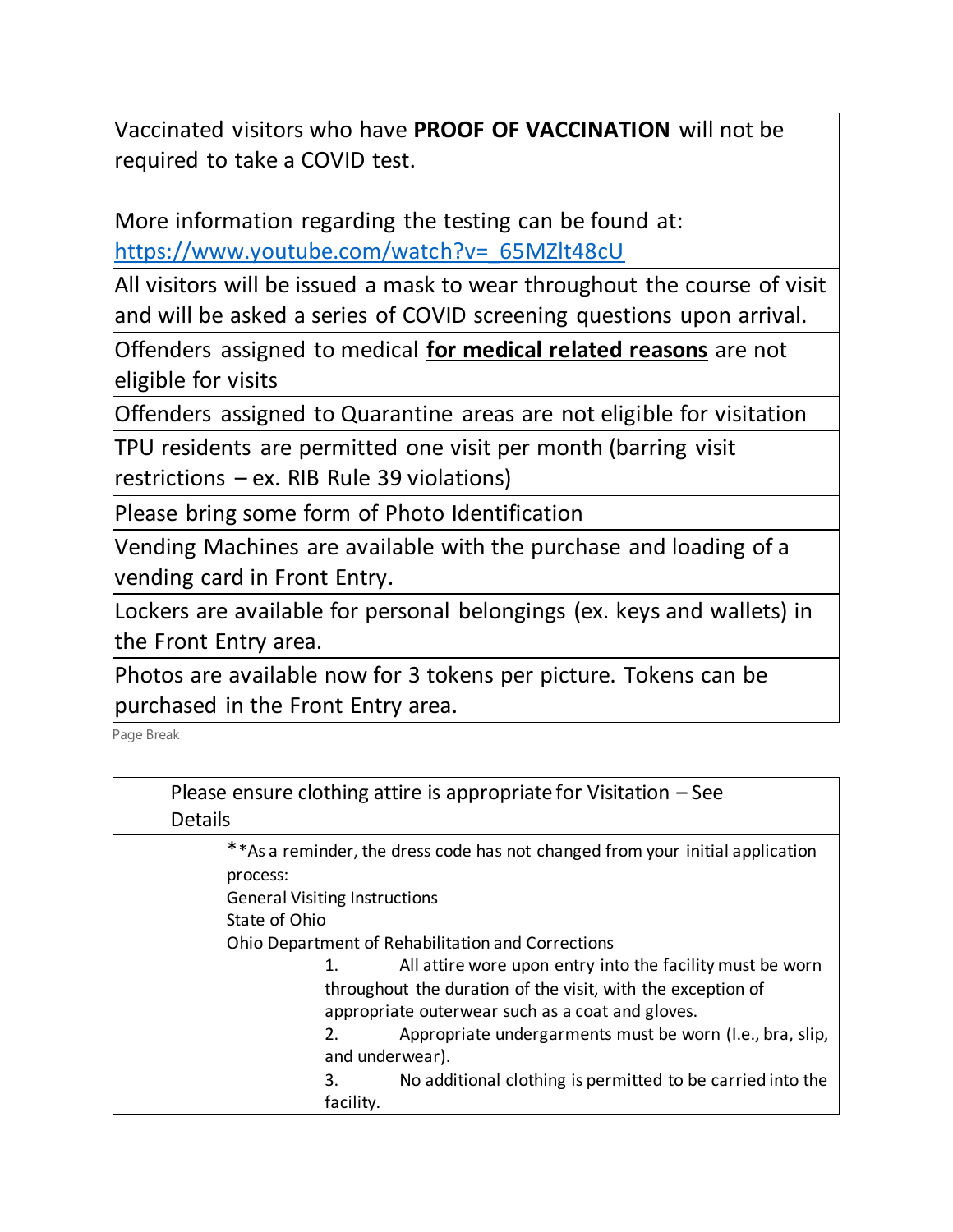| |
|---|
| Vaccinated visitors who have **PROOF OF VACCINATION** will not be required to take a COVID test.<br><br>More information regarding the testing can be found at: [https://www.youtube.com/watch?v=_65MZlt48cU](https://www.youtube.com/watch?v=_65MZlt48cU) |
| All visitors will be issued a mask to wear throughout the course of visit and will be asked a series of COVID screening questions upon arrival. |
| Offenders assigned to medical **<u>for medical related reasons</u>** are not eligible for visits |
| Offenders assigned to Quarantine areas are not eligible for visitation |
| TPU residents are permitted one visit per month (barring visit restrictions – ex. RIB Rule 39 violations) |
| Please bring some form of Photo Identification |
| Vending Machines are available with the purchase and loading of a vending card in Front Entry. |
| Lockers are available for personal belongings (ex. keys and wallets) in the Front Entry area. |
| Photos are available now for 3 tokens per picture. Tokens can be purchased in the Front Entry area. |

Page Break

| Please ensure clothing attire is appropriate for Visitation – See Details |
|---|
| **As a reminder, the dress code has not changed from your initial application process:<br>General Visiting Instructions<br>State of Ohio<br>Ohio Department of Rehabilitation and Corrections<br>1. All attire wore upon entry into the facility must be worn throughout the duration of the visit, with the exception of appropriate outerwear such as a coat and gloves.<br>2. Appropriate undergarments must be worn (I.e., bra, slip, and underwear).<br>3. No additional clothing is permitted to be carried into the facility. |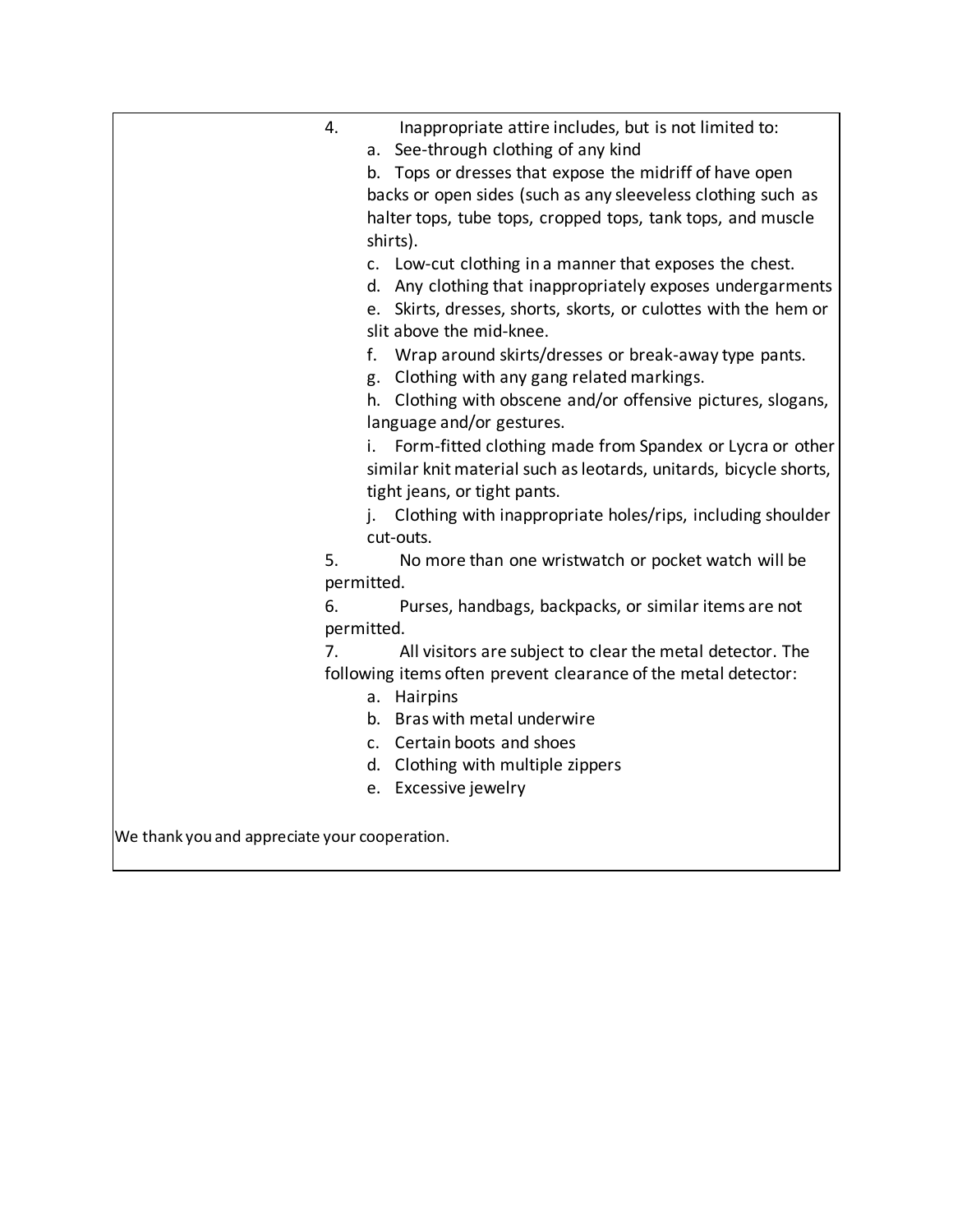4. Inappropriate attire includes, but is not limited to:
   a. See-through clothing of any kind
   b. Tops or dresses that expose the midriff of have open backs or open sides (such as any sleeveless clothing such as halter tops, tube tops, cropped tops, tank tops, and muscle shirts).
   c. Low-cut clothing in a manner that exposes the chest.
   d. Any clothing that inappropriately exposes undergarments
   e. Skirts, dresses, shorts, skorts, or culottes with the hem or slit above the mid-knee.
   f. Wrap around skirts/dresses or break-away type pants.
   g. Clothing with any gang related markings.
   h. Clothing with obscene and/or offensive pictures, slogans, language and/or gestures.
   i. Form-fitted clothing made from Spandex or Lycra or other similar knit material such as leotards, unitards, bicycle shorts, tight jeans, or tight pants.
   j. Clothing with inappropriate holes/rips, including shoulder cut-outs.
5. No more than one wristwatch or pocket watch will be permitted.
6. Purses, handbags, backpacks, or similar items are not permitted.
7. All visitors are subject to clear the metal detector. The following items often prevent clearance of the metal detector:
   a. Hairpins
   b. Bras with metal underwire
   c. Certain boots and shoes
   d. Clothing with multiple zippers
   e. Excessive jewelry

We thank you and appreciate your cooperation.